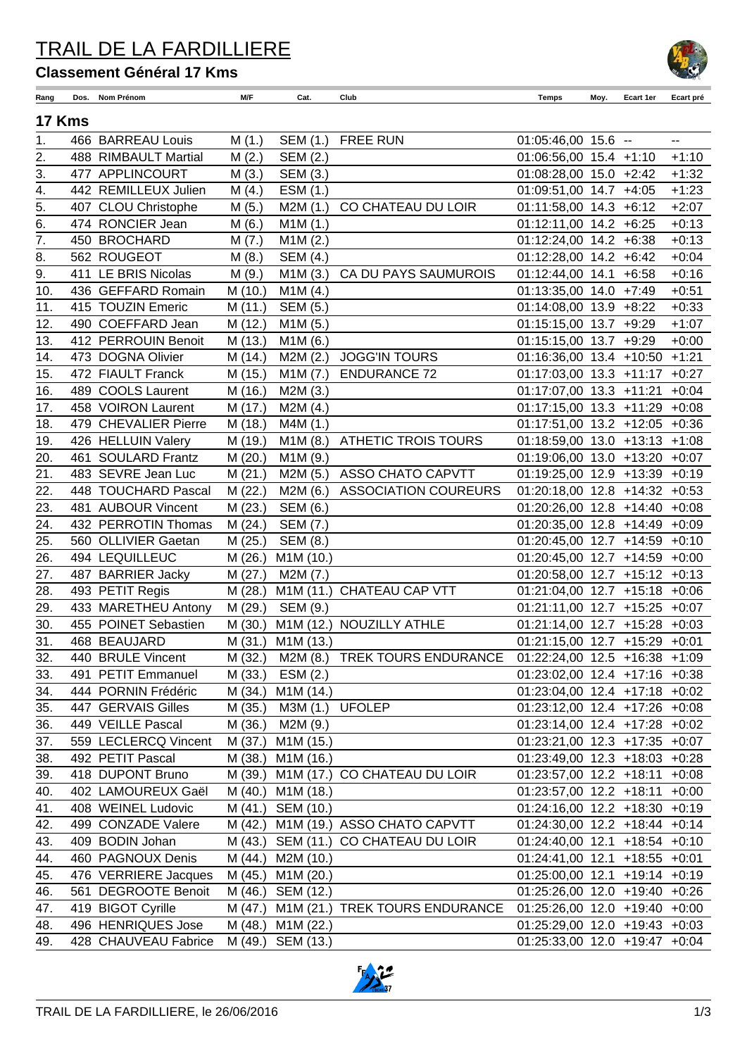# TRAIL DE LA FARDILLIERE

## Classement Général 17 Kms

### 17 Kms

| Rang | Dos. | Nom Prénom | M/F | Cat. | Club | Temps | Moy. | Ecart 1er | Ecart pré |
|---|---|---|---|---|---|---|---|---|---|
| 1. | 466 | BARREAU Louis | M (1.) | SEM (1.) | FREE RUN | 01:05:46,00 | 15.6 | -- | -- |
| 2. | 488 | RIMBAULT Martial | M (2.) | SEM (2.) | | 01:06:56,00 | 15.4 | +1:10 | +1:10 |
| 3. | 477 | APPLINCOURT | M (3.) | SEM (3.) | | 01:08:28,00 | 15.0 | +2:42 | +1:32 |
| 4. | 442 | REMILLEUX Julien | M (4.) | ESM (1.) | | 01:09:51,00 | 14.7 | +4:05 | +1:23 |
| 5. | 407 | CLOU Christophe | M (5.) | M2M (1.) | CO CHATEAU DU LOIR | 01:11:58,00 | 14.3 | +6:12 | +2:07 |
| 6. | 474 | RONCIER Jean | M (6.) | M1M (1.) | | 01:12:11,00 | 14.2 | +6:25 | +0:13 |
| 7. | 450 | BROCHARD | M (7.) | M1M (2.) | | 01:12:24,00 | 14.2 | +6:38 | +0:13 |
| 8. | 562 | ROUGEOT | M (8.) | SEM (4.) | | 01:12:28,00 | 14.2 | +6:42 | +0:04 |
| 9. | 411 | LE BRIS Nicolas | M (9.) | M1M (3.) | CA DU PAYS SAUMUROIS | 01:12:44,00 | 14.1 | +6:58 | +0:16 |
| 10. | 436 | GEFFARD Romain | M (10.) | M1M (4.) | | 01:13:35,00 | 14.0 | +7:49 | +0:51 |
| 11. | 415 | TOUZIN Emeric | M (11.) | SEM (5.) | | 01:14:08,00 | 13.9 | +8:22 | +0:33 |
| 12. | 490 | COEFFARD Jean | M (12.) | M1M (5.) | | 01:15:15,00 | 13.7 | +9:29 | +1:07 |
| 13. | 412 | PERROUIN Benoit | M (13.) | M1M (6.) | | 01:15:15,00 | 13.7 | +9:29 | +0:00 |
| 14. | 473 | DOGNA Olivier | M (14.) | M2M (2.) | JOGG'IN TOURS | 01:16:36,00 | 13.4 | +10:50 | +1:21 |
| 15. | 472 | FIAULT Franck | M (15.) | M1M (7.) | ENDURANCE 72 | 01:17:03,00 | 13.3 | +11:17 | +0:27 |
| 16. | 489 | COOLS Laurent | M (16.) | M2M (3.) | | 01:17:07,00 | 13.3 | +11:21 | +0:04 |
| 17. | 458 | VOIRON Laurent | M (17.) | M2M (4.) | | 01:17:15,00 | 13.3 | +11:29 | +0:08 |
| 18. | 479 | CHEVALIER Pierre | M (18.) | M4M (1.) | | 01:17:51,00 | 13.2 | +12:05 | +0:36 |
| 19. | 426 | HELLUIN Valery | M (19.) | M1M (8.) | ATHETIC TROIS TOURS | 01:18:59,00 | 13.0 | +13:13 | +1:08 |
| 20. | 461 | SOULARD Frantz | M (20.) | M1M (9.) | | 01:19:06,00 | 13.0 | +13:20 | +0:07 |
| 21. | 483 | SEVRE Jean Luc | M (21.) | M2M (5.) | ASSO CHATO CAPVTT | 01:19:25,00 | 12.9 | +13:39 | +0:19 |
| 22. | 448 | TOUCHARD Pascal | M (22.) | M2M (6.) | ASSOCIATION COUREURS | 01:20:18,00 | 12.8 | +14:32 | +0:53 |
| 23. | 481 | AUBOUR Vincent | M (23.) | SEM (6.) | | 01:20:26,00 | 12.8 | +14:40 | +0:08 |
| 24. | 432 | PERROTIN Thomas | M (24.) | SEM (7.) | | 01:20:35,00 | 12.8 | +14:49 | +0:09 |
| 25. | 560 | OLLIVIER Gaetan | M (25.) | SEM (8.) | | 01:20:45,00 | 12.7 | +14:59 | +0:10 |
| 26. | 494 | LEQUILLEUC | M (26.) | M1M (10.) | | 01:20:45,00 | 12.7 | +14:59 | +0:00 |
| 27. | 487 | BARRIER Jacky | M (27.) | M2M (7.) | | 01:20:58,00 | 12.7 | +15:12 | +0:13 |
| 28. | 493 | PETIT Regis | M (28.) | M1M (11.) | CHATEAU CAP VTT | 01:21:04,00 | 12.7 | +15:18 | +0:06 |
| 29. | 433 | MARETHEU Antony | M (29.) | SEM (9.) | | 01:21:11,00 | 12.7 | +15:25 | +0:07 |
| 30. | 455 | POINET Sebastien | M (30.) | M1M (12.) | NOUZILLY ATHLE | 01:21:14,00 | 12.7 | +15:28 | +0:03 |
| 31. | 468 | BEAUJARD | M (31.) | M1M (13.) | | 01:21:15,00 | 12.7 | +15:29 | +0:01 |
| 32. | 440 | BRULE Vincent | M (32.) | M2M (8.) | TREK TOURS ENDURANCE | 01:22:24,00 | 12.5 | +16:38 | +1:09 |
| 33. | 491 | PETIT Emmanuel | M (33.) | ESM (2.) | | 01:23:02,00 | 12.4 | +17:16 | +0:38 |
| 34. | 444 | PORNIN Frédéric | M (34.) | M1M (14.) | | 01:23:04,00 | 12.4 | +17:18 | +0:02 |
| 35. | 447 | GERVAIS Gilles | M (35.) | M3M (1.) | UFOLEP | 01:23:12,00 | 12.4 | +17:26 | +0:08 |
| 36. | 449 | VEILLE Pascal | M (36.) | M2M (9.) | | 01:23:14,00 | 12.4 | +17:28 | +0:02 |
| 37. | 559 | LECLERCQ Vincent | M (37.) | M1M (15.) | | 01:23:21,00 | 12.3 | +17:35 | +0:07 |
| 38. | 492 | PETIT Pascal | M (38.) | M1M (16.) | | 01:23:49,00 | 12.3 | +18:03 | +0:28 |
| 39. | 418 | DUPONT Bruno | M (39.) | M1M (17.) | CO CHATEAU DU LOIR | 01:23:57,00 | 12.2 | +18:11 | +0:08 |
| 40. | 402 | LAMOUREUX Gaël | M (40.) | M1M (18.) | | 01:23:57,00 | 12.2 | +18:11 | +0:00 |
| 41. | 408 | WEINEL Ludovic | M (41.) | SEM (10.) | | 01:24:16,00 | 12.2 | +18:30 | +0:19 |
| 42. | 499 | CONZADE Valere | M (42.) | M1M (19.) | ASSO CHATO CAPVTT | 01:24:30,00 | 12.2 | +18:44 | +0:14 |
| 43. | 409 | BODIN Johan | M (43.) | SEM (11.) | CO CHATEAU DU LOIR | 01:24:40,00 | 12.1 | +18:54 | +0:10 |
| 44. | 460 | PAGNOUX Denis | M (44.) | M2M (10.) | | 01:24:41,00 | 12.1 | +18:55 | +0:01 |
| 45. | 476 | VERRIERE Jacques | M (45.) | M1M (20.) | | 01:25:00,00 | 12.1 | +19:14 | +0:19 |
| 46. | 561 | DEGROOTE Benoit | M (46.) | SEM (12.) | | 01:25:26,00 | 12.0 | +19:40 | +0:26 |
| 47. | 419 | BIGOT Cyrille | M (47.) | M1M (21.) | TREK TOURS ENDURANCE | 01:25:26,00 | 12.0 | +19:40 | +0:00 |
| 48. | 496 | HENRIQUES Jose | M (48.) | M1M (22.) | | 01:25:29,00 | 12.0 | +19:43 | +0:03 |
| 49. | 428 | CHAUVEAU Fabrice | M (49.) | SEM (13.) | | 01:25:33,00 | 12.0 | +19:47 | +0:04 |

TRAIL DE LA FARDILLIERE, le 26/06/2016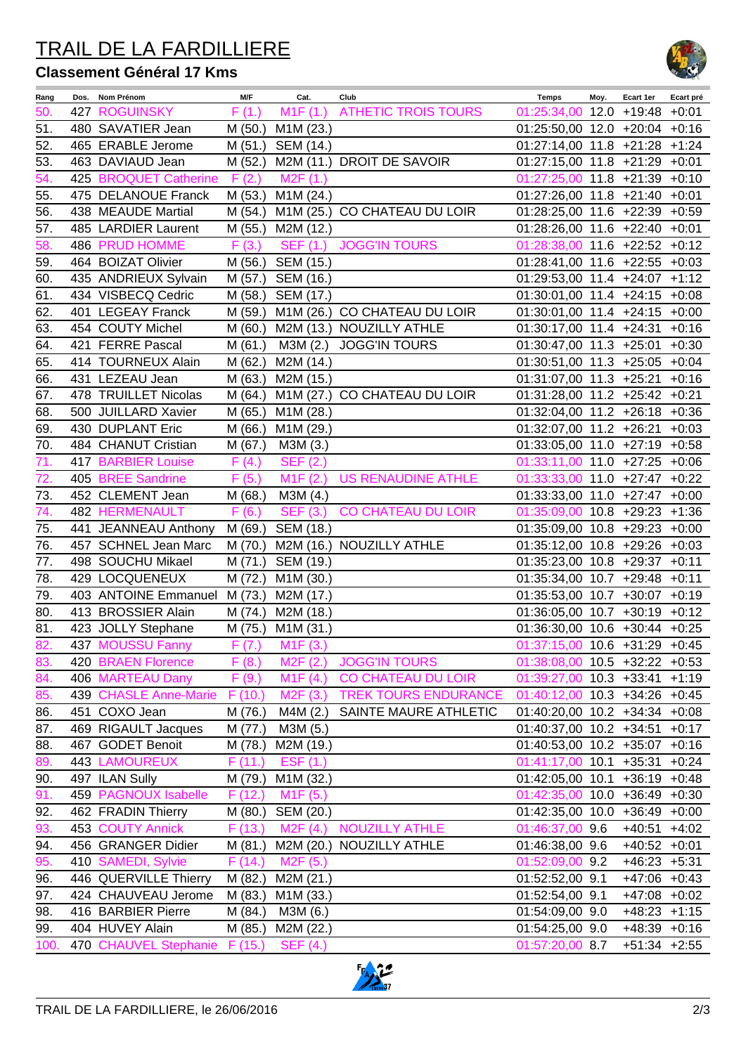# TRAIL DE LA FARDILLIERE

## Classement Général 17 Kms

| Rang | Dos. | Nom Prénom | M/F | Cat. | Club | Temps | Moy. | Ecart 1er | Ecart pré |
|---|---|---|---|---|---|---|---|---|---|
| 50. | 427 | ROGUINSKY | F (1.) | M1F (1.) | ATHETIC TROIS TOURS | 01:25:34,00 | 12.0 | +19:48 | +0:01 |
| 51. | 480 | SAVATIER Jean | M (50.) | M1M (23.) | | 01:25:50,00 | 12.0 | +20:04 | +0:16 |
| 52. | 465 | ERABLE Jerome | M (51.) | SEM (14.) | | 01:27:14,00 | 11.8 | +21:28 | +1:24 |
| 53. | 463 | DAVIAUD Jean | M (52.) | M2M (11.) | DROIT DE SAVOIR | 01:27:15,00 | 11.8 | +21:29 | +0:01 |
| 54. | 425 | BROQUET Catherine | F (2.) | M2F (1.) | | 01:27:25,00 | 11.8 | +21:39 | +0:10 |
| 55. | 475 | DELANOUE Franck | M (53.) | M1M (24.) | | 01:27:26,00 | 11.8 | +21:40 | +0:01 |
| 56. | 438 | MEAUDE Martial | M (54.) | M1M (25.) | CO CHATEAU DU LOIR | 01:28:25,00 | 11.6 | +22:39 | +0:59 |
| 57. | 485 | LARDIER Laurent | M (55.) | M2M (12.) | | 01:28:26,00 | 11.6 | +22:40 | +0:01 |
| 58. | 486 | PRUD HOMME | F (3.) | SEF (1.) | JOGG'IN TOURS | 01:28:38,00 | 11.6 | +22:52 | +0:12 |
| 59. | 464 | BOIZAT Olivier | M (56.) | SEM (15.) | | 01:28:41,00 | 11.6 | +22:55 | +0:03 |
| 60. | 435 | ANDRIEUX Sylvain | M (57.) | SEM (16.) | | 01:29:53,00 | 11.4 | +24:07 | +1:12 |
| 61. | 434 | VISBECQ Cedric | M (58.) | SEM (17.) | | 01:30:01,00 | 11.4 | +24:15 | +0:08 |
| 62. | 401 | LEGEAY Franck | M (59.) | M1M (26.) | CO CHATEAU DU LOIR | 01:30:01,00 | 11.4 | +24:15 | +0:00 |
| 63. | 454 | COUTY Michel | M (60.) | M2M (13.) | NOUZILLY ATHLE | 01:30:17,00 | 11.4 | +24:31 | +0:16 |
| 64. | 421 | FERRE Pascal | M (61.) | M3M (2.) | JOGG'IN TOURS | 01:30:47,00 | 11.3 | +25:01 | +0:30 |
| 65. | 414 | TOURNEUX Alain | M (62.) | M2M (14.) | | 01:30:51,00 | 11.3 | +25:05 | +0:04 |
| 66. | 431 | LEZEAU Jean | M (63.) | M2M (15.) | | 01:31:07,00 | 11.3 | +25:21 | +0:16 |
| 67. | 478 | TRUILLET Nicolas | M (64.) | M1M (27.) | CO CHATEAU DU LOIR | 01:31:28,00 | 11.2 | +25:42 | +0:21 |
| 68. | 500 | JUILLARD Xavier | M (65.) | M1M (28.) | | 01:32:04,00 | 11.2 | +26:18 | +0:36 |
| 69. | 430 | DUPLANT Eric | M (66.) | M1M (29.) | | 01:32:07,00 | 11.2 | +26:21 | +0:03 |
| 70. | 484 | CHANUT Cristian | M (67.) | M3M (3.) | | 01:33:05,00 | 11.0 | +27:19 | +0:58 |
| 71. | 417 | BARBIER Louise | F (4.) | SEF (2.) | | 01:33:11,00 | 11.0 | +27:25 | +0:06 |
| 72. | 405 | BREE Sandrine | F (5.) | M1F (2.) | US RENAUDINE ATHLE | 01:33:33,00 | 11.0 | +27:47 | +0:22 |
| 73. | 452 | CLEMENT Jean | M (68.) | M3M (4.) | | 01:33:33,00 | 11.0 | +27:47 | +0:00 |
| 74. | 482 | HERMENAULT | F (6.) | SEF (3.) | CO CHATEAU DU LOIR | 01:35:09,00 | 10.8 | +29:23 | +1:36 |
| 75. | 441 | JEANNEAU Anthony | M (69.) | SEM (18.) | | 01:35:09,00 | 10.8 | +29:23 | +0:00 |
| 76. | 457 | SCHNEL Jean Marc | M (70.) | M2M (16.) | NOUZILLY ATHLE | 01:35:12,00 | 10.8 | +29:26 | +0:03 |
| 77. | 498 | SOUCHU Mikael | M (71.) | SEM (19.) | | 01:35:23,00 | 10.8 | +29:37 | +0:11 |
| 78. | 429 | LOCQUENEUX | M (72.) | M1M (30.) | | 01:35:34,00 | 10.7 | +29:48 | +0:11 |
| 79. | 403 | ANTOINE Emmanuel | M (73.) | M2M (17.) | | 01:35:53,00 | 10.7 | +30:07 | +0:19 |
| 80. | 413 | BROSSIER Alain | M (74.) | M2M (18.) | | 01:36:05,00 | 10.7 | +30:19 | +0:12 |
| 81. | 423 | JOLLY Stephane | M (75.) | M1M (31.) | | 01:36:30,00 | 10.6 | +30:44 | +0:25 |
| 82. | 437 | MOUSSU Fanny | F (7.) | M1F (3.) | | 01:37:15,00 | 10.6 | +31:29 | +0:45 |
| 83. | 420 | BRAEN Florence | F (8.) | M2F (2.) | JOGG'IN TOURS | 01:38:08,00 | 10.5 | +32:22 | +0:53 |
| 84. | 406 | MARTEAU Dany | F (9.) | M1F (4.) | CO CHATEAU DU LOIR | 01:39:27,00 | 10.3 | +33:41 | +1:19 |
| 85. | 439 | CHASLE Anne-Marie | F (10.) | M2F (3.) | TREK TOURS ENDURANCE | 01:40:12,00 | 10.3 | +34:26 | +0:45 |
| 86. | 451 | COXO Jean | M (76.) | M4M (2.) | SAINTE MAURE ATHLETIC | 01:40:20,00 | 10.2 | +34:34 | +0:08 |
| 87. | 469 | RIGAULT Jacques | M (77.) | M3M (5.) | | 01:40:37,00 | 10.2 | +34:51 | +0:17 |
| 88. | 467 | GODET Benoit | M (78.) | M2M (19.) | | 01:40:53,00 | 10.2 | +35:07 | +0:16 |
| 89. | 443 | LAMOUREUX | F (11.) | ESF (1.) | | 01:41:17,00 | 10.1 | +35:31 | +0:24 |
| 90. | 497 | ILAN Sully | M (79.) | M1M (32.) | | 01:42:05,00 | 10.1 | +36:19 | +0:48 |
| 91. | 459 | PAGNOUX Isabelle | F (12.) | M1F (5.) | | 01:42:35,00 | 10.0 | +36:49 | +0:30 |
| 92. | 462 | FRADIN Thierry | M (80.) | SEM (20.) | | 01:42:35,00 | 10.0 | +36:49 | +0:00 |
| 93. | 453 | COUTY Annick | F (13.) | M2F (4.) | NOUZILLY ATHLE | 01:46:37,00 | 9.6 | +40:51 | +4:02 |
| 94. | 456 | GRANGER Didier | M (81.) | M2M (20.) | NOUZILLY ATHLE | 01:46:38,00 | 9.6 | +40:52 | +0:01 |
| 95. | 410 | SAMEDI, Sylvie | F (14.) | M2F (5.) | | 01:52:09,00 | 9.2 | +46:23 | +5:31 |
| 96. | 446 | QUERVILLE Thierry | M (82.) | M2M (21.) | | 01:52:52,00 | 9.1 | +47:06 | +0:43 |
| 97. | 424 | CHAUVEAU Jerome | M (83.) | M1M (33.) | | 01:52:54,00 | 9.1 | +47:08 | +0:02 |
| 98. | 416 | BARBIER Pierre | M (84.) | M3M (6.) | | 01:54:09,00 | 9.0 | +48:23 | +1:15 |
| 99. | 404 | HUVEY Alain | M (85.) | M2M (22.) | | 01:54:25,00 | 9.0 | +48:39 | +0:16 |
| 100. | 470 | CHAUVEL Stephanie | F (15.) | SEF (4.) | | 01:57:20,00 | 8.7 | +51:34 | +2:55 |

TRAIL DE LA FARDILLIERE, le 26/06/2016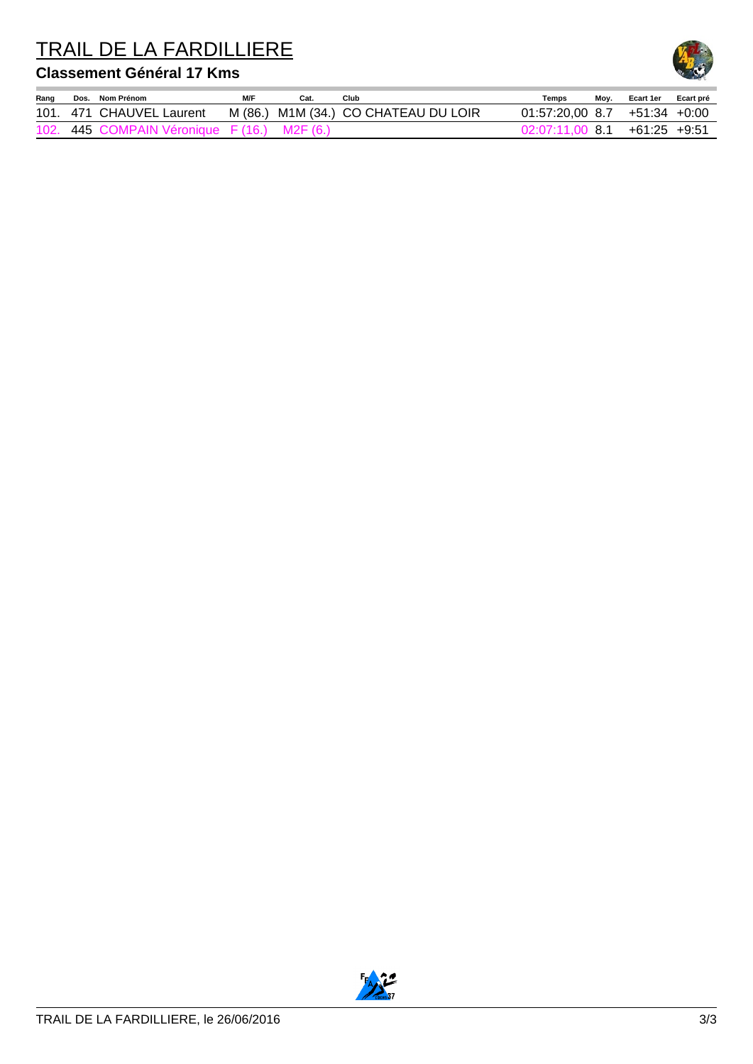# TRAIL DE LA FARDILLIERE

## Classement Général 17 Kms

| Rang | Dos. | Nom Prénom | M/F | Cat. | Club | Temps | Moy. | Ecart 1er | Ecart pré |
|---|---|---|---|---|---|---|---|---|---|
| 101. | 471 | CHAUVEL Laurent | M (86.) | M1M (34.) | CO CHATEAU DU LOIR | 01:57:20,00 | 8.7 | +51:34 | +0:00 |
| 102. | 445 | COMPAIN Véronique | F (16.) | M2F (6.) | | 02:07:11,00 | 8.1 | +61:25 | +9:51 |

TRAIL DE LA FARDILLIERE, le 26/06/2016